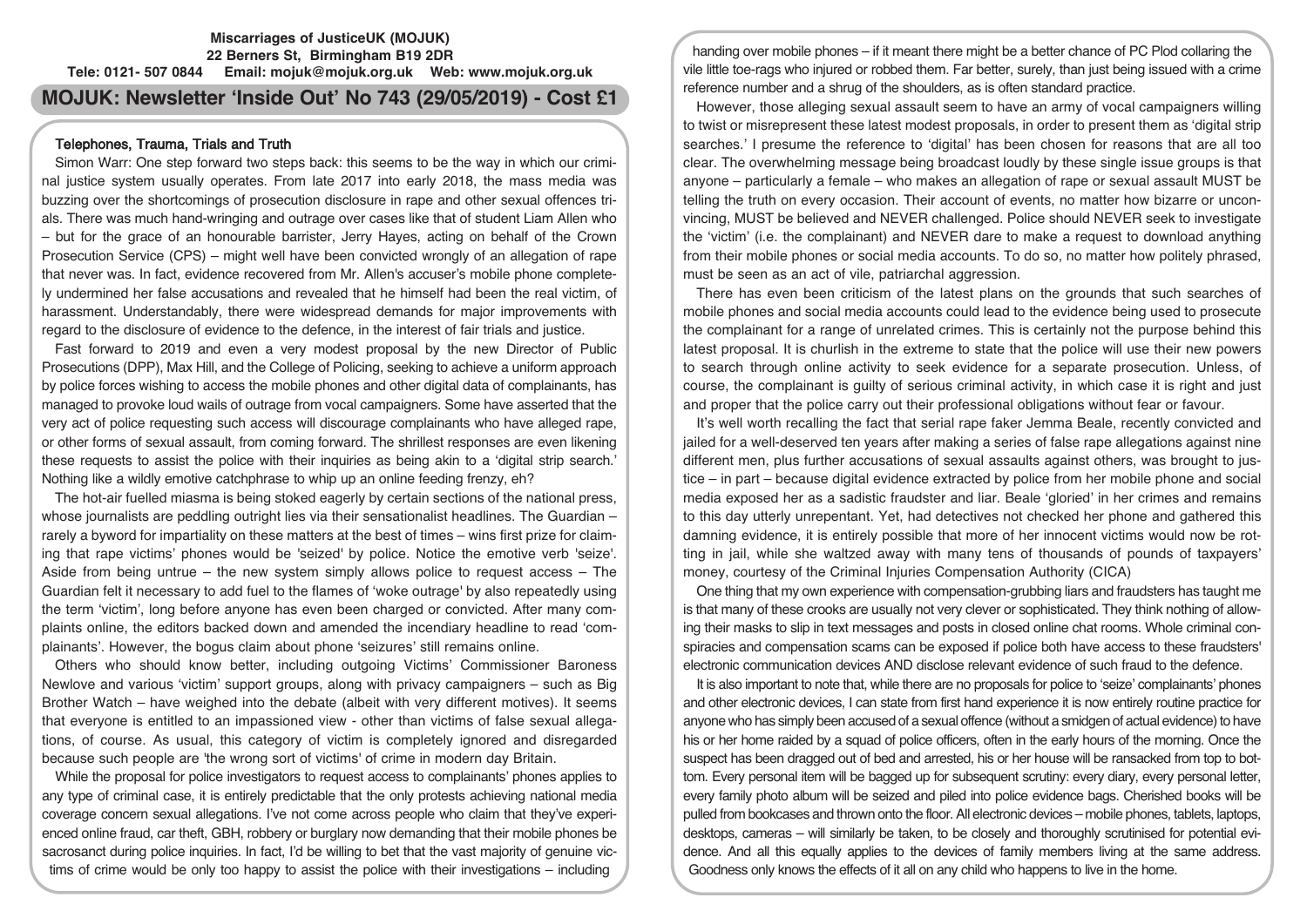**Miscarriages of JusticeUK (MOJUK)**
**22 Berners St, Birmingham B19 2DR**
**Tele: 0121- 507 0844 Email: mojuk@mojuk.org.uk Web: www.mojuk.org.uk**

# MOJUK: Newsletter 'Inside Out' No 743 (29/05/2019) - Cost £1

## Telephones, Trauma, Trials and Truth

Simon Warr: One step forward two steps back: this seems to be the way in which our criminal justice system usually operates. From late 2017 into early 2018, the mass media was buzzing over the shortcomings of prosecution disclosure in rape and other sexual offences trials. There was much hand-wringing and outrage over cases like that of student Liam Allen who – but for the grace of an honourable barrister, Jerry Hayes, acting on behalf of the Crown Prosecution Service (CPS) – might well have been convicted wrongly of an allegation of rape that never was. In fact, evidence recovered from Mr. Allen's accuser's mobile phone completely undermined her false accusations and revealed that he himself had been the real victim, of harassment. Understandably, there were widespread demands for major improvements with regard to the disclosure of evidence to the defence, in the interest of fair trials and justice.

Fast forward to 2019 and even a very modest proposal by the new Director of Public Prosecutions (DPP), Max Hill, and the College of Policing, seeking to achieve a uniform approach by police forces wishing to access the mobile phones and other digital data of complainants, has managed to provoke loud wails of outrage from vocal campaigners. Some have asserted that the very act of police requesting such access will discourage complainants who have alleged rape, or other forms of sexual assault, from coming forward. The shrillest responses are even likening these requests to assist the police with their inquiries as being akin to a 'digital strip search.' Nothing like a wildly emotive catchphrase to whip up an online feeding frenzy, eh?

The hot-air fuelled miasma is being stoked eagerly by certain sections of the national press, whose journalists are peddling outright lies via their sensationalist headlines. The Guardian – rarely a byword for impartiality on these matters at the best of times – wins first prize for claiming that rape victims' phones would be 'seized' by police. Notice the emotive verb 'seize'. Aside from being untrue – the new system simply allows police to request access – The Guardian felt it necessary to add fuel to the flames of 'woke outrage' by also repeatedly using the term 'victim', long before anyone has even been charged or convicted. After many complaints online, the editors backed down and amended the incendiary headline to read 'complainants'. However, the bogus claim about phone 'seizures' still remains online.

Others who should know better, including outgoing Victims' Commissioner Baroness Newlove and various 'victim' support groups, along with privacy campaigners – such as Big Brother Watch – have weighed into the debate (albeit with very different motives). It seems that everyone is entitled to an impassioned view - other than victims of false sexual allegations, of course. As usual, this category of victim is completely ignored and disregarded because such people are 'the wrong sort of victims' of crime in modern day Britain.

While the proposal for police investigators to request access to complainants' phones applies to any type of criminal case, it is entirely predictable that the only protests achieving national media coverage concern sexual allegations. I've not come across people who claim that they've experienced online fraud, car theft, GBH, robbery or burglary now demanding that their mobile phones be sacrosanct during police inquiries. In fact, I'd be willing to bet that the vast majority of genuine victims of crime would be only too happy to assist the police with their investigations – including handing over mobile phones – if it meant there might be a better chance of PC Plod collaring the vile little toe-rags who injured or robbed them. Far better, surely, than just being issued with a crime reference number and a shrug of the shoulders, as is often standard practice.

However, those alleging sexual assault seem to have an army of vocal campaigners willing to twist or misrepresent these latest modest proposals, in order to present them as 'digital strip searches.' I presume the reference to 'digital' has been chosen for reasons that are all too clear. The overwhelming message being broadcast loudly by these single issue groups is that anyone – particularly a female – who makes an allegation of rape or sexual assault MUST be telling the truth on every occasion. Their account of events, no matter how bizarre or unconvincing, MUST be believed and NEVER challenged. Police should NEVER seek to investigate the 'victim' (i.e. the complainant) and NEVER dare to make a request to download anything from their mobile phones or social media accounts. To do so, no matter how politely phrased, must be seen as an act of vile, patriarchal aggression.

There has even been criticism of the latest plans on the grounds that such searches of mobile phones and social media accounts could lead to the evidence being used to prosecute the complainant for a range of unrelated crimes. This is certainly not the purpose behind this latest proposal. It is churlish in the extreme to state that the police will use their new powers to search through online activity to seek evidence for a separate prosecution. Unless, of course, the complainant is guilty of serious criminal activity, in which case it is right and just and proper that the police carry out their professional obligations without fear or favour.

It's well worth recalling the fact that serial rape faker Jemma Beale, recently convicted and jailed for a well-deserved ten years after making a series of false rape allegations against nine different men, plus further accusations of sexual assaults against others, was brought to justice – in part – because digital evidence extracted by police from her mobile phone and social media exposed her as a sadistic fraudster and liar. Beale 'gloried' in her crimes and remains to this day utterly unrepentant. Yet, had detectives not checked her phone and gathered this damning evidence, it is entirely possible that more of her innocent victims would now be rotting in jail, while she waltzed away with many tens of thousands of pounds of taxpayers' money, courtesy of the Criminal Injuries Compensation Authority (CICA)

One thing that my own experience with compensation-grubbing liars and fraudsters has taught me is that many of these crooks are usually not very clever or sophisticated. They think nothing of allowing their masks to slip in text messages and posts in closed online chat rooms. Whole criminal conspiracies and compensation scams can be exposed if police both have access to these fraudsters' electronic communication devices AND disclose relevant evidence of such fraud to the defence.

It is also important to note that, while there are no proposals for police to 'seize' complainants' phones and other electronic devices, I can state from first hand experience it is now entirely routine practice for anyone who has simply been accused of a sexual offence (without a smidgen of actual evidence) to have his or her home raided by a squad of police officers, often in the early hours of the morning. Once the suspect has been dragged out of bed and arrested, his or her house will be ransacked from top to bottom. Every personal item will be bagged up for subsequent scrutiny: every diary, every personal letter, every family photo album will be seized and piled into police evidence bags. Cherished books will be pulled from bookcases and thrown onto the floor. All electronic devices – mobile phones, tablets, laptops, desktops, cameras – will similarly be taken, to be closely and thoroughly scrutinised for potential evidence. And all this equally applies to the devices of family members living at the same address. Goodness only knows the effects of it all on any child who happens to live in the home.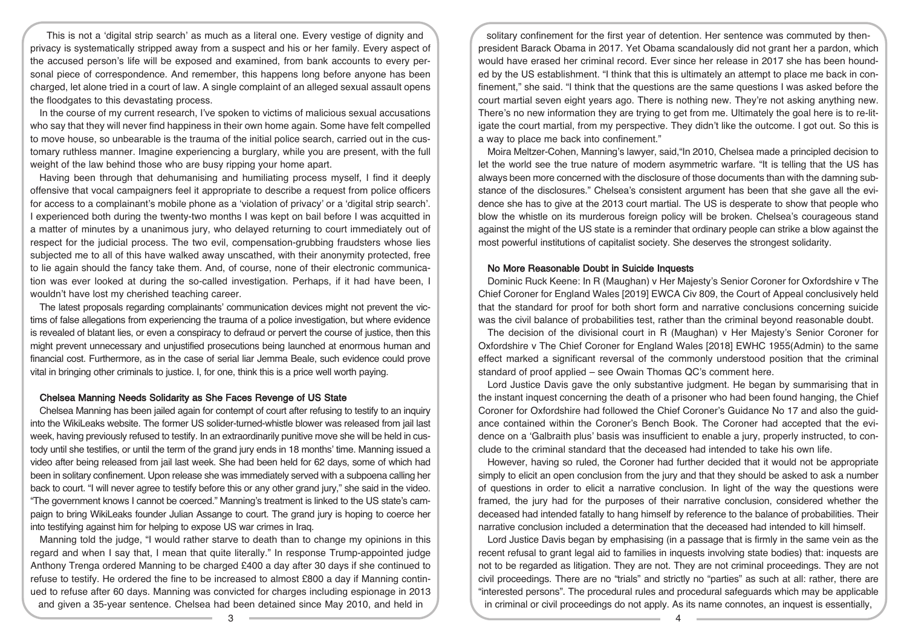This is not a 'digital strip search' as much as a literal one. Every vestige of dignity and privacy is systematically stripped away from a suspect and his or her family. Every aspect of the accused person's life will be exposed and examined, from bank accounts to every personal piece of correspondence. And remember, this happens long before anyone has been charged, let alone tried in a court of law. A single complaint of an alleged sexual assault opens the floodgates to this devastating process.

In the course of my current research, I've spoken to victims of malicious sexual accusations who say that they will never find happiness in their own home again. Some have felt compelled to move house, so unbearable is the trauma of the initial police search, carried out in the customary ruthless manner. Imagine experiencing a burglary, while you are present, with the full weight of the law behind those who are busy ripping your home apart.

Having been through that dehumanising and humiliating process myself, I find it deeply offensive that vocal campaigners feel it appropriate to describe a request from police officers for access to a complainant's mobile phone as a 'violation of privacy' or a 'digital strip search'. I experienced both during the twenty-two months I was kept on bail before I was acquitted in a matter of minutes by a unanimous jury, who delayed returning to court immediately out of respect for the judicial process. The two evil, compensation-grubbing fraudsters whose lies subjected me to all of this have walked away unscathed, with their anonymity protected, free to lie again should the fancy take them. And, of course, none of their electronic communication was ever looked at during the so-called investigation. Perhaps, if it had have been, I wouldn't have lost my cherished teaching career.

The latest proposals regarding complainants' communication devices might not prevent the victims of false allegations from experiencing the trauma of a police investigation, but where evidence is revealed of blatant lies, or even a conspiracy to defraud or pervert the course of justice, then this might prevent unnecessary and unjustified prosecutions being launched at enormous human and financial cost. Furthermore, as in the case of serial liar Jemma Beale, such evidence could prove vital in bringing other criminals to justice. I, for one, think this is a price well worth paying.

## Chelsea Manning Needs Solidarity as She Faces Revenge of US State

Chelsea Manning has been jailed again for contempt of court after refusing to testify to an inquiry into the WikiLeaks website. The former US solider-turned-whistle blower was released from jail last week, having previously refused to testify. In an extraordinarily punitive move she will be held in custody until she testifies, or until the term of the grand jury ends in 18 months' time. Manning issued a video after being released from jail last week. She had been held for 62 days, some of which had been in solitary confinement. Upon release she was immediately served with a subpoena calling her back to court. "I will never agree to testify before this or any other grand jury," she said in the video. "The government knows I cannot be coerced." Manning's treatment is linked to the US state's campaign to bring WikiLeaks founder Julian Assange to court. The grand jury is hoping to coerce her into testifying against him for helping to expose US war crimes in Iraq.

Manning told the judge, "I would rather starve to death than to change my opinions in this regard and when I say that, I mean that quite literally." In response Trump-appointed judge Anthony Trenga ordered Manning to be charged £400 a day after 30 days if she continued to refuse to testify. He ordered the fine to be increased to almost £800 a day if Manning continued to refuse after 60 days. Manning was convicted for charges including espionage in 2013 and given a 35-year sentence. Chelsea had been detained since May 2010, and held in solitary confinement for the first year of detention. Her sentence was commuted by then-president Barack Obama in 2017. Yet Obama scandalously did not grant her a pardon, which would have erased her criminal record. Ever since her release in 2017 she has been hounded by the US establishment. "I think that this is ultimately an attempt to place me back in confinement," she said. "I think that the questions are the same questions I was asked before the court martial seven eight years ago. There is nothing new. They're not asking anything new. There's no new information they are trying to get from me. Ultimately the goal here is to re-litigate the court martial, from my perspective. They didn't like the outcome. I got out. So this is a way to place me back into confinement."

Moira Meltzer-Cohen, Manning's lawyer, said,"In 2010, Chelsea made a principled decision to let the world see the true nature of modern asymmetric warfare. "It is telling that the US has always been more concerned with the disclosure of those documents than with the damning substance of the disclosures." Chelsea's consistent argument has been that she gave all the evidence she has to give at the 2013 court martial. The US is desperate to show that people who blow the whistle on its murderous foreign policy will be broken. Chelsea's courageous stand against the might of the US state is a reminder that ordinary people can strike a blow against the most powerful institutions of capitalist society. She deserves the strongest solidarity.

## No More Reasonable Doubt in Suicide Inquests

Dominic Ruck Keene: In R (Maughan) v Her Majesty's Senior Coroner for Oxfordshire v The Chief Coroner for England Wales [2019] EWCA Civ 809, the Court of Appeal conclusively held that the standard for proof for both short form and narrative conclusions concerning suicide was the civil balance of probabilities test, rather than the criminal beyond reasonable doubt.

The decision of the divisional court in R (Maughan) v Her Majesty's Senior Coroner for Oxfordshire v The Chief Coroner for England Wales [2018] EWHC 1955(Admin) to the same effect marked a significant reversal of the commonly understood position that the criminal standard of proof applied – see Owain Thomas QC's comment here.

Lord Justice Davis gave the only substantive judgment. He began by summarising that in the instant inquest concerning the death of a prisoner who had been found hanging, the Chief Coroner for Oxfordshire had followed the Chief Coroner's Guidance No 17 and also the guidance contained within the Coroner's Bench Book. The Coroner had accepted that the evidence on a 'Galbraith plus' basis was insufficient to enable a jury, properly instructed, to conclude to the criminal standard that the deceased had intended to take his own life.

However, having so ruled, the Coroner had further decided that it would not be appropriate simply to elicit an open conclusion from the jury and that they should be asked to ask a number of questions in order to elicit a narrative conclusion. In light of the way the questions were framed, the jury had for the purposes of their narrative conclusion, considered whether the deceased had intended fatally to hang himself by reference to the balance of probabilities. Their narrative conclusion included a determination that the deceased had intended to kill himself.

Lord Justice Davis began by emphasising (in a passage that is firmly in the same vein as the recent refusal to grant legal aid to families in inquests involving state bodies) that: inquests are not to be regarded as litigation. They are not. They are not criminal proceedings. They are not civil proceedings. There are no "trials" and strictly no "parties" as such at all: rather, there are "interested persons". The procedural rules and procedural safeguards which may be applicable in criminal or civil proceedings do not apply. As its name connotes, an inquest is essentially,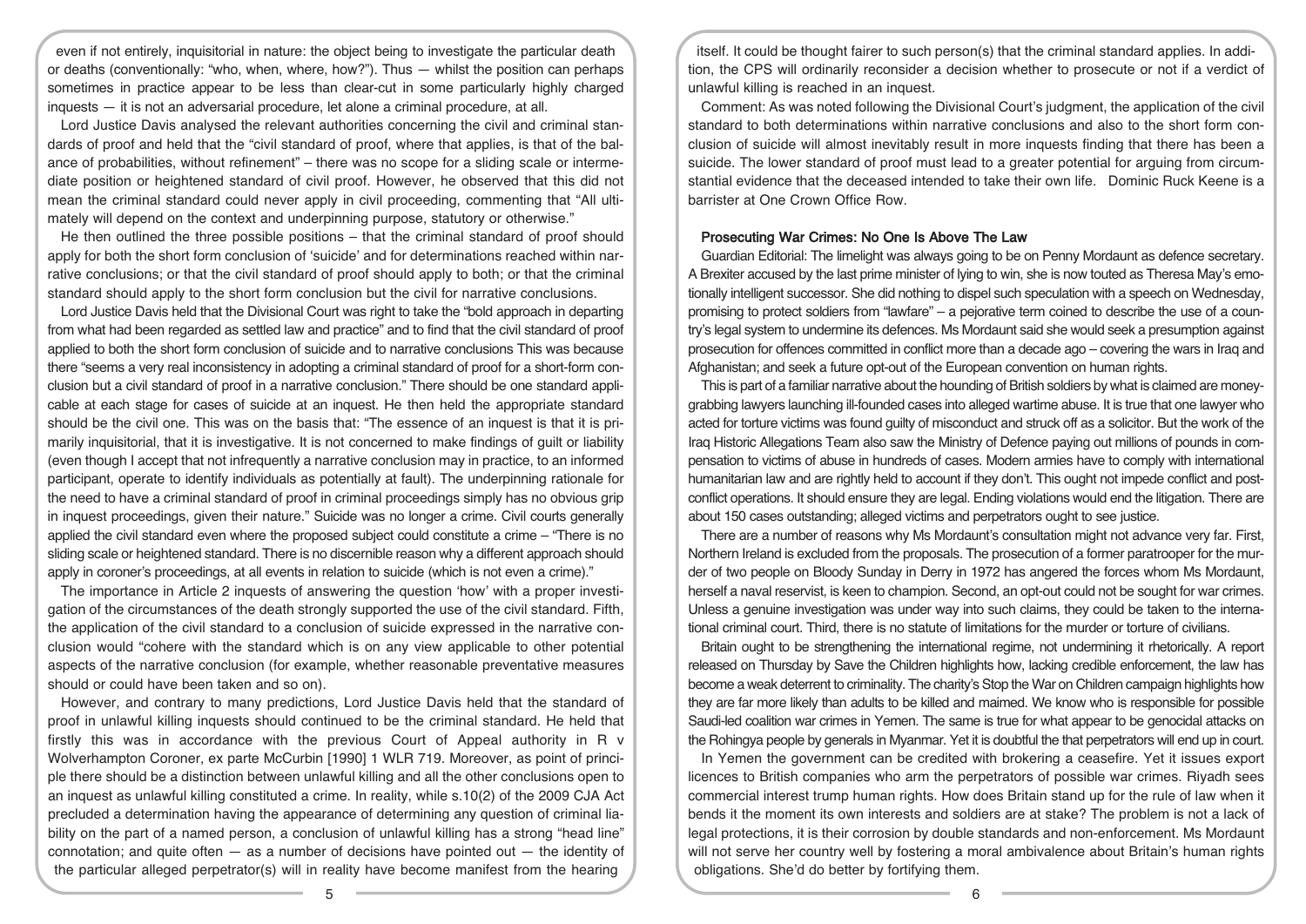even if not entirely, inquisitorial in nature: the object being to investigate the particular death or deaths (conventionally: "who, when, where, how?"). Thus — whilst the position can perhaps sometimes in practice appear to be less than clear-cut in some particularly highly charged inquests — it is not an adversarial procedure, let alone a criminal procedure, at all.

Lord Justice Davis analysed the relevant authorities concerning the civil and criminal standards of proof and held that the "civil standard of proof, where that applies, is that of the balance of probabilities, without refinement" – there was no scope for a sliding scale or intermediate position or heightened standard of civil proof. However, he observed that this did not mean the criminal standard could never apply in civil proceeding, commenting that "All ultimately will depend on the context and underpinning purpose, statutory or otherwise."

He then outlined the three possible positions – that the criminal standard of proof should apply for both the short form conclusion of 'suicide' and for determinations reached within narrative conclusions; or that the civil standard of proof should apply to both; or that the criminal standard should apply to the short form conclusion but the civil for narrative conclusions.

Lord Justice Davis held that the Divisional Court was right to take the "bold approach in departing from what had been regarded as settled law and practice" and to find that the civil standard of proof applied to both the short form conclusion of suicide and to narrative conclusions This was because there "seems a very real inconsistency in adopting a criminal standard of proof for a short-form conclusion but a civil standard of proof in a narrative conclusion." There should be one standard applicable at each stage for cases of suicide at an inquest. He then held the appropriate standard should be the civil one. This was on the basis that: "The essence of an inquest is that it is primarily inquisitorial, that it is investigative. It is not concerned to make findings of guilt or liability (even though I accept that not infrequently a narrative conclusion may in practice, to an informed participant, operate to identify individuals as potentially at fault). The underpinning rationale for the need to have a criminal standard of proof in criminal proceedings simply has no obvious grip in inquest proceedings, given their nature." Suicide was no longer a crime. Civil courts generally applied the civil standard even where the proposed subject could constitute a crime – "There is no sliding scale or heightened standard. There is no discernible reason why a different approach should apply in coroner's proceedings, at all events in relation to suicide (which is not even a crime)."

The importance in Article 2 inquests of answering the question 'how' with a proper investigation of the circumstances of the death strongly supported the use of the civil standard. Fifth, the application of the civil standard to a conclusion of suicide expressed in the narrative conclusion would "cohere with the standard which is on any view applicable to other potential aspects of the narrative conclusion (for example, whether reasonable preventative measures should or could have been taken and so on).

However, and contrary to many predictions, Lord Justice Davis held that the standard of proof in unlawful killing inquests should continued to be the criminal standard. He held that firstly this was in accordance with the previous Court of Appeal authority in R v Wolverhampton Coroner, ex parte McCurbin [1990] 1 WLR 719. Moreover, as point of principle there should be a distinction between unlawful killing and all the other conclusions open to an inquest as unlawful killing constituted a crime. In reality, while s.10(2) of the 2009 CJA Act precluded a determination having the appearance of determining any question of criminal liability on the part of a named person, a conclusion of unlawful killing has a strong "head line" connotation; and quite often — as a number of decisions have pointed out — the identity of the particular alleged perpetrator(s) will in reality have become manifest from the hearing itself. It could be thought fairer to such person(s) that the criminal standard applies. In addition, the CPS will ordinarily reconsider a decision whether to prosecute or not if a verdict of unlawful killing is reached in an inquest.

Comment: As was noted following the Divisional Court's judgment, the application of the civil standard to both determinations within narrative conclusions and also to the short form conclusion of suicide will almost inevitably result in more inquests finding that there has been a suicide. The lower standard of proof must lead to a greater potential for arguing from circumstantial evidence that the deceased intended to take their own life. Dominic Ruck Keene is a barrister at One Crown Office Row.

## Prosecuting War Crimes: No One Is Above The Law

Guardian Editorial: The limelight was always going to be on Penny Mordaunt as defence secretary. A Brexiter accused by the last prime minister of lying to win, she is now touted as Theresa May's emotionally intelligent successor. She did nothing to dispel such speculation with a speech on Wednesday, promising to protect soldiers from "lawfare" – a pejorative term coined to describe the use of a country's legal system to undermine its defences. Ms Mordaunt said she would seek a presumption against prosecution for offences committed in conflict more than a decade ago – covering the wars in Iraq and Afghanistan; and seek a future opt-out of the European convention on human rights.

This is part of a familiar narrative about the hounding of British soldiers by what is claimed are money-grabbing lawyers launching ill-founded cases into alleged wartime abuse. It is true that one lawyer who acted for torture victims was found guilty of misconduct and struck off as a solicitor. But the work of the Iraq Historic Allegations Team also saw the Ministry of Defence paying out millions of pounds in compensation to victims of abuse in hundreds of cases. Modern armies have to comply with international humanitarian law and are rightly held to account if they don't. This ought not impede conflict and post-conflict operations. It should ensure they are legal. Ending violations would end the litigation. There are about 150 cases outstanding; alleged victims and perpetrators ought to see justice.

There are a number of reasons why Ms Mordaunt's consultation might not advance very far. First, Northern Ireland is excluded from the proposals. The prosecution of a former paratrooper for the murder of two people on Bloody Sunday in Derry in 1972 has angered the forces whom Ms Mordaunt, herself a naval reservist, is keen to champion. Second, an opt-out could not be sought for war crimes. Unless a genuine investigation was under way into such claims, they could be taken to the international criminal court. Third, there is no statute of limitations for the murder or torture of civilians.

Britain ought to be strengthening the international regime, not undermining it rhetorically. A report released on Thursday by Save the Children highlights how, lacking credible enforcement, the law has become a weak deterrent to criminality. The charity's Stop the War on Children campaign highlights how they are far more likely than adults to be killed and maimed. We know who is responsible for possible Saudi-led coalition war crimes in Yemen. The same is true for what appear to be genocidal attacks on the Rohingya people by generals in Myanmar. Yet it is doubtful the that perpetrators will end up in court.

In Yemen the government can be credited with brokering a ceasefire. Yet it issues export licences to British companies who arm the perpetrators of possible war crimes. Riyadh sees commercial interest trump human rights. How does Britain stand up for the rule of law when it bends it the moment its own interests and soldiers are at stake? The problem is not a lack of legal protections, it is their corrosion by double standards and non-enforcement. Ms Mordaunt will not serve her country well by fostering a moral ambivalence about Britain's human rights obligations. She'd do better by fortifying them.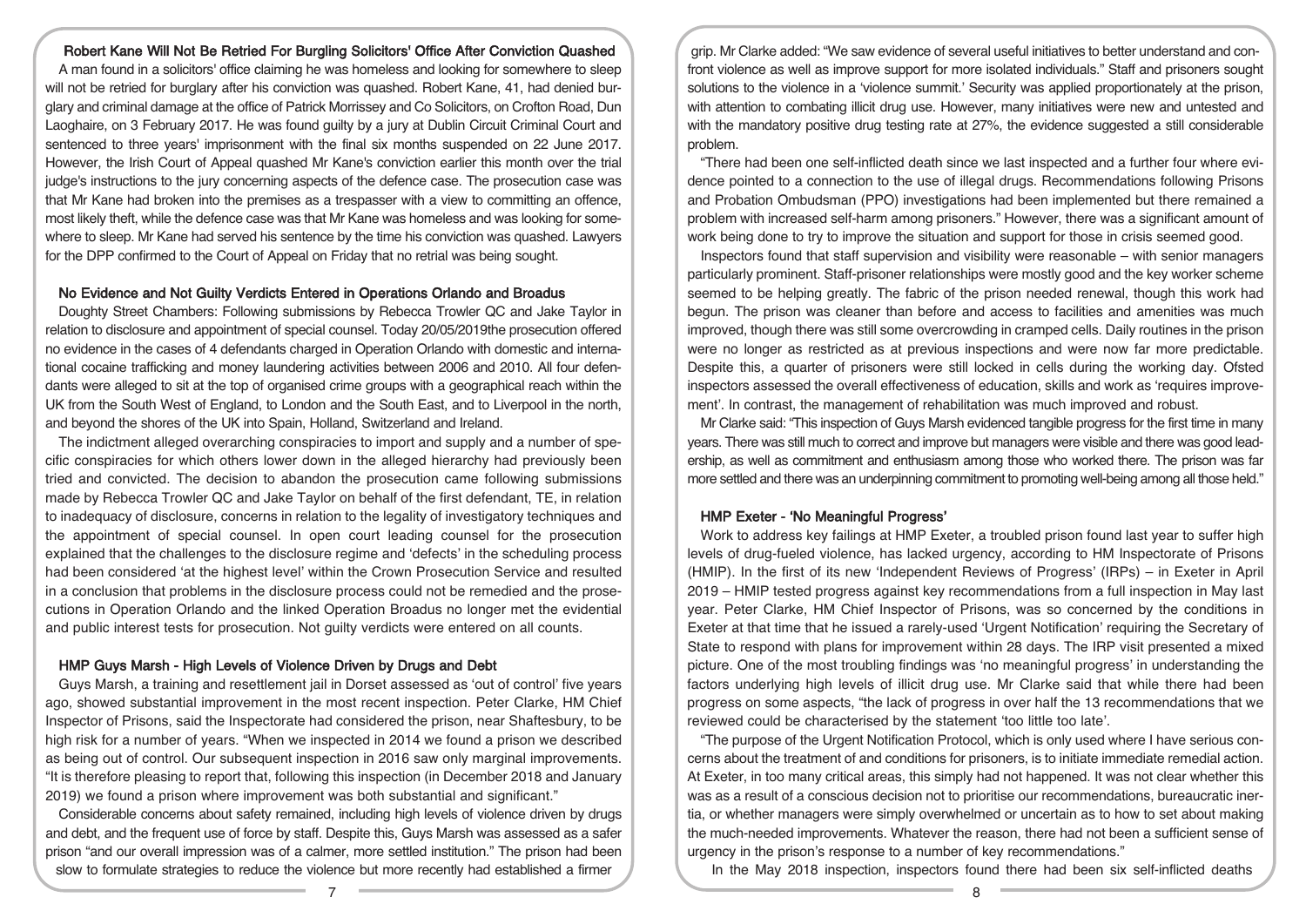### Robert Kane Will Not Be Retried For Burgling Solicitors' Office After Conviction Quashed

A man found in a solicitors' office claiming he was homeless and looking for somewhere to sleep will not be retried for burglary after his conviction was quashed. Robert Kane, 41, had denied burglary and criminal damage at the office of Patrick Morrissey and Co Solicitors, on Crofton Road, Dun Laoghaire, on 3 February 2017. He was found guilty by a jury at Dublin Circuit Criminal Court and sentenced to three years' imprisonment with the final six months suspended on 22 June 2017. However, the Irish Court of Appeal quashed Mr Kane's conviction earlier this month over the trial judge's instructions to the jury concerning aspects of the defence case. The prosecution case was that Mr Kane had broken into the premises as a trespasser with a view to committing an offence, most likely theft, while the defence case was that Mr Kane was homeless and was looking for somewhere to sleep. Mr Kane had served his sentence by the time his conviction was quashed. Lawyers for the DPP confirmed to the Court of Appeal on Friday that no retrial was being sought.

### No Evidence and Not Guilty Verdicts Entered in Operations Orlando and Broadus

Doughty Street Chambers: Following submissions by Rebecca Trowler QC and Jake Taylor in relation to disclosure and appointment of special counsel. Today 20/05/2019the prosecution offered no evidence in the cases of 4 defendants charged in Operation Orlando with domestic and international cocaine trafficking and money laundering activities between 2006 and 2010. All four defendants were alleged to sit at the top of organised crime groups with a geographical reach within the UK from the South West of England, to London and the South East, and to Liverpool in the north, and beyond the shores of the UK into Spain, Holland, Switzerland and Ireland.

The indictment alleged overarching conspiracies to import and supply and a number of specific conspiracies for which others lower down in the alleged hierarchy had previously been tried and convicted. The decision to abandon the prosecution came following submissions made by Rebecca Trowler QC and Jake Taylor on behalf of the first defendant, TE, in relation to inadequacy of disclosure, concerns in relation to the legality of investigatory techniques and the appointment of special counsel. In open court leading counsel for the prosecution explained that the challenges to the disclosure regime and 'defects' in the scheduling process had been considered 'at the highest level' within the Crown Prosecution Service and resulted in a conclusion that problems in the disclosure process could not be remedied and the prosecutions in Operation Orlando and the linked Operation Broadus no longer met the evidential and public interest tests for prosecution. Not guilty verdicts were entered on all counts.

### HMP Guys Marsh - High Levels of Violence Driven by Drugs and Debt

Guys Marsh, a training and resettlement jail in Dorset assessed as 'out of control' five years ago, showed substantial improvement in the most recent inspection. Peter Clarke, HM Chief Inspector of Prisons, said the Inspectorate had considered the prison, near Shaftesbury, to be high risk for a number of years. "When we inspected in 2014 we found a prison we described as being out of control. Our subsequent inspection in 2016 saw only marginal improvements. "It is therefore pleasing to report that, following this inspection (in December 2018 and January 2019) we found a prison where improvement was both substantial and significant."

Considerable concerns about safety remained, including high levels of violence driven by drugs and debt, and the frequent use of force by staff. Despite this, Guys Marsh was assessed as a safer prison "and our overall impression was of a calmer, more settled institution." The prison had been slow to formulate strategies to reduce the violence but more recently had established a firmer grip. Mr Clarke added: "We saw evidence of several useful initiatives to better understand and confront violence as well as improve support for more isolated individuals." Staff and prisoners sought solutions to the violence in a 'violence summit.' Security was applied proportionately at the prison, with attention to combating illicit drug use. However, many initiatives were new and untested and with the mandatory positive drug testing rate at 27%, the evidence suggested a still considerable problem.

"There had been one self-inflicted death since we last inspected and a further four where evidence pointed to a connection to the use of illegal drugs. Recommendations following Prisons and Probation Ombudsman (PPO) investigations had been implemented but there remained a problem with increased self-harm among prisoners." However, there was a significant amount of work being done to try to improve the situation and support for those in crisis seemed good.

Inspectors found that staff supervision and visibility were reasonable – with senior managers particularly prominent. Staff-prisoner relationships were mostly good and the key worker scheme seemed to be helping greatly. The fabric of the prison needed renewal, though this work had begun. The prison was cleaner than before and access to facilities and amenities was much improved, though there was still some overcrowding in cramped cells. Daily routines in the prison were no longer as restricted as at previous inspections and were now far more predictable. Despite this, a quarter of prisoners were still locked in cells during the working day. Ofsted inspectors assessed the overall effectiveness of education, skills and work as 'requires improvement'. In contrast, the management of rehabilitation was much improved and robust.

Mr Clarke said: "This inspection of Guys Marsh evidenced tangible progress for the first time in many years. There was still much to correct and improve but managers were visible and there was good leadership, as well as commitment and enthusiasm among those who worked there. The prison was far more settled and there was an underpinning commitment to promoting well-being among all those held."

### HMP Exeter - 'No Meaningful Progress'

Work to address key failings at HMP Exeter, a troubled prison found last year to suffer high levels of drug-fueled violence, has lacked urgency, according to HM Inspectorate of Prisons (HMIP). In the first of its new 'Independent Reviews of Progress' (IRPs) – in Exeter in April 2019 – HMIP tested progress against key recommendations from a full inspection in May last year. Peter Clarke, HM Chief Inspector of Prisons, was so concerned by the conditions in Exeter at that time that he issued a rarely-used 'Urgent Notification' requiring the Secretary of State to respond with plans for improvement within 28 days. The IRP visit presented a mixed picture. One of the most troubling findings was 'no meaningful progress' in understanding the factors underlying high levels of illicit drug use. Mr Clarke said that while there had been progress on some aspects, "the lack of progress in over half the 13 recommendations that we reviewed could be characterised by the statement 'too little too late'.

"The purpose of the Urgent Notification Protocol, which is only used where I have serious concerns about the treatment of and conditions for prisoners, is to initiate immediate remedial action. At Exeter, in too many critical areas, this simply had not happened. It was not clear whether this was as a result of a conscious decision not to prioritise our recommendations, bureaucratic inertia, or whether managers were simply overwhelmed or uncertain as to how to set about making the much-needed improvements. Whatever the reason, there had not been a sufficient sense of urgency in the prison's response to a number of key recommendations."

In the May 2018 inspection, inspectors found there had been six self-inflicted deaths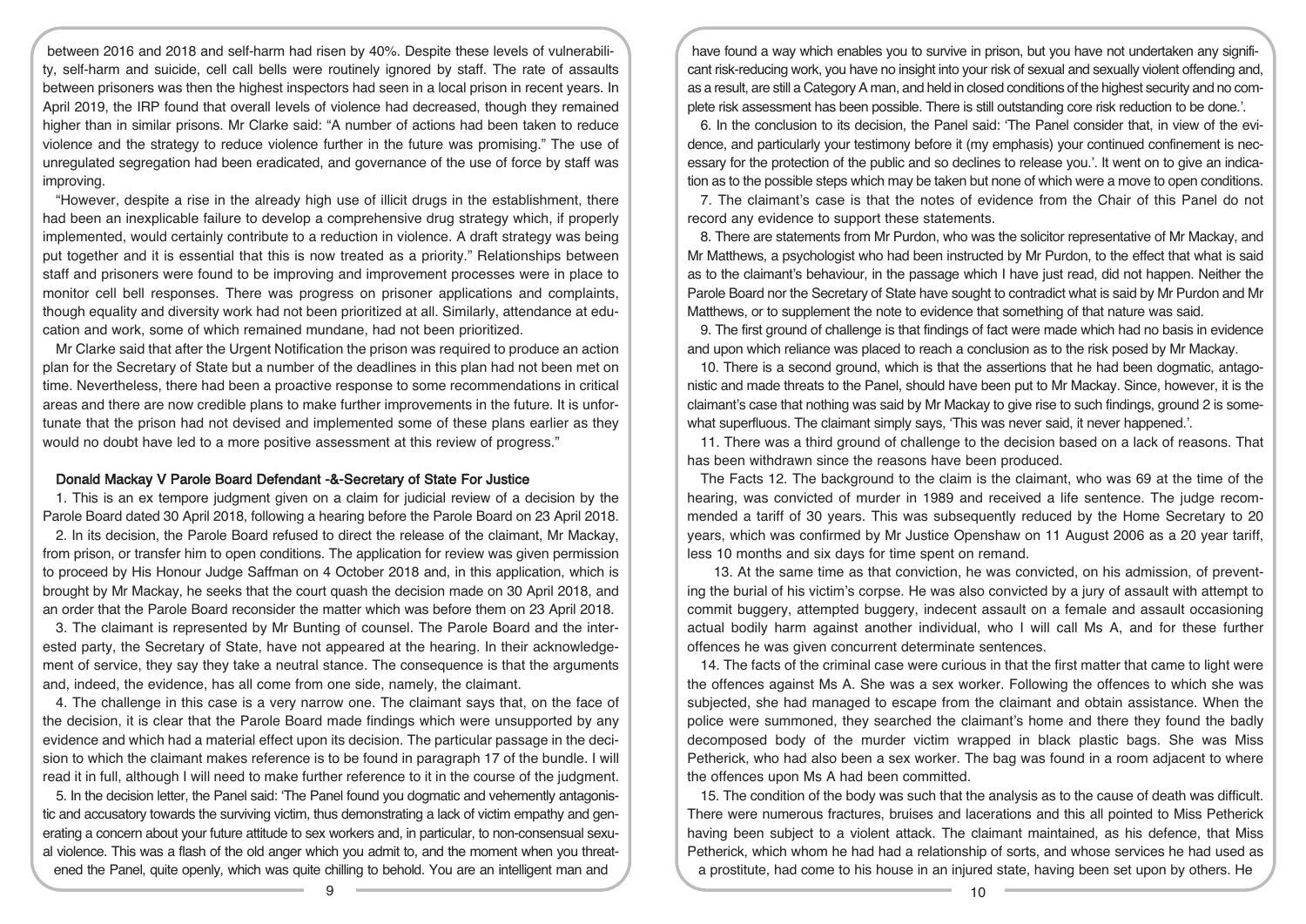between 2016 and 2018 and self-harm had risen by 40%. Despite these levels of vulnerability, self-harm and suicide, cell call bells were routinely ignored by staff. The rate of assaults between prisoners was then the highest inspectors had seen in a local prison in recent years. In April 2019, the IRP found that overall levels of violence had decreased, though they remained higher than in similar prisons. Mr Clarke said: "A number of actions had been taken to reduce violence and the strategy to reduce violence further in the future was promising." The use of unregulated segregation had been eradicated, and governance of the use of force by staff was improving.

"However, despite a rise in the already high use of illicit drugs in the establishment, there had been an inexplicable failure to develop a comprehensive drug strategy which, if properly implemented, would certainly contribute to a reduction in violence. A draft strategy was being put together and it is essential that this is now treated as a priority." Relationships between staff and prisoners were found to be improving and improvement processes were in place to monitor cell bell responses. There was progress on prisoner applications and complaints, though equality and diversity work had not been prioritized at all. Similarly, attendance at education and work, some of which remained mundane, had not been prioritized.

Mr Clarke said that after the Urgent Notification the prison was required to produce an action plan for the Secretary of State but a number of the deadlines in this plan had not been met on time. Nevertheless, there had been a proactive response to some recommendations in critical areas and there are now credible plans to make further improvements in the future. It is unfortunate that the prison had not devised and implemented some of these plans earlier as they would no doubt have led to a more positive assessment at this review of progress."

### Donald Mackay V Parole Board Defendant -&-Secretary of State For Justice

1. This is an ex tempore judgment given on a claim for judicial review of a decision by the Parole Board dated 30 April 2018, following a hearing before the Parole Board on 23 April 2018.

2. In its decision, the Parole Board refused to direct the release of the claimant, Mr Mackay, from prison, or transfer him to open conditions. The application for review was given permission to proceed by His Honour Judge Saffman on 4 October 2018 and, in this application, which is brought by Mr Mackay, he seeks that the court quash the decision made on 30 April 2018, and an order that the Parole Board reconsider the matter which was before them on 23 April 2018.

3. The claimant is represented by Mr Bunting of counsel. The Parole Board and the interested party, the Secretary of State, have not appeared at the hearing. In their acknowledgement of service, they say they take a neutral stance. The consequence is that the arguments and, indeed, the evidence, has all come from one side, namely, the claimant.

4. The challenge in this case is a very narrow one. The claimant says that, on the face of the decision, it is clear that the Parole Board made findings which were unsupported by any evidence and which had a material effect upon its decision. The particular passage in the decision to which the claimant makes reference is to be found in paragraph 17 of the bundle. I will read it in full, although I will need to make further reference to it in the course of the judgment.

5. In the decision letter, the Panel said: 'The Panel found you dogmatic and vehemently antagonistic and accusatory towards the surviving victim, thus demonstrating a lack of victim empathy and generating a concern about your future attitude to sex workers and, in particular, to non-consensual sexual violence. This was a flash of the old anger which you admit to, and the moment when you threatened the Panel, quite openly, which was quite chilling to behold. You are an intelligent man and have found a way which enables you to survive in prison, but you have not undertaken any significant risk-reducing work, you have no insight into your risk of sexual and sexually violent offending and, as a result, are still a Category A man, and held in closed conditions of the highest security and no complete risk assessment has been possible. There is still outstanding core risk reduction to be done.'.

6. In the conclusion to its decision, the Panel said: 'The Panel consider that, in view of the evidence, and particularly your testimony before it (my emphasis) your continued confinement is necessary for the protection of the public and so declines to release you.'. It went on to give an indication as to the possible steps which may be taken but none of which were a move to open conditions.

7. The claimant's case is that the notes of evidence from the Chair of this Panel do not record any evidence to support these statements.

8. There are statements from Mr Purdon, who was the solicitor representative of Mr Mackay, and Mr Matthews, a psychologist who had been instructed by Mr Purdon, to the effect that what is said as to the claimant's behaviour, in the passage which I have just read, did not happen. Neither the Parole Board nor the Secretary of State have sought to contradict what is said by Mr Purdon and Mr Matthews, or to supplement the note to evidence that something of that nature was said.

9. The first ground of challenge is that findings of fact were made which had no basis in evidence and upon which reliance was placed to reach a conclusion as to the risk posed by Mr Mackay.

10. There is a second ground, which is that the assertions that he had been dogmatic, antagonistic and made threats to the Panel, should have been put to Mr Mackay. Since, however, it is the claimant's case that nothing was said by Mr Mackay to give rise to such findings, ground 2 is somewhat superfluous. The claimant simply says, 'This was never said, it never happened.'.

11. There was a third ground of challenge to the decision based on a lack of reasons. That has been withdrawn since the reasons have been produced.

The Facts 12. The background to the claim is the claimant, who was 69 at the time of the hearing, was convicted of murder in 1989 and received a life sentence. The judge recommended a tariff of 30 years. This was subsequently reduced by the Home Secretary to 20 years, which was confirmed by Mr Justice Openshaw on 11 August 2006 as a 20 year tariff, less 10 months and six days for time spent on remand.

13. At the same time as that conviction, he was convicted, on his admission, of preventing the burial of his victim's corpse. He was also convicted by a jury of assault with attempt to commit buggery, attempted buggery, indecent assault on a female and assault occasioning actual bodily harm against another individual, who I will call Ms A, and for these further offences he was given concurrent determinate sentences.

14. The facts of the criminal case were curious in that the first matter that came to light were the offences against Ms A. She was a sex worker. Following the offences to which she was subjected, she had managed to escape from the claimant and obtain assistance. When the police were summoned, they searched the claimant's home and there they found the badly decomposed body of the murder victim wrapped in black plastic bags. She was Miss Petherick, who had also been a sex worker. The bag was found in a room adjacent to where the offences upon Ms A had been committed.

15. The condition of the body was such that the analysis as to the cause of death was difficult. There were numerous fractures, bruises and lacerations and this all pointed to Miss Petherick having been subject to a violent attack. The claimant maintained, as his defence, that Miss Petherick, which whom he had had a relationship of sorts, and whose services he had used as a prostitute, had come to his house in an injured state, having been set upon by others. He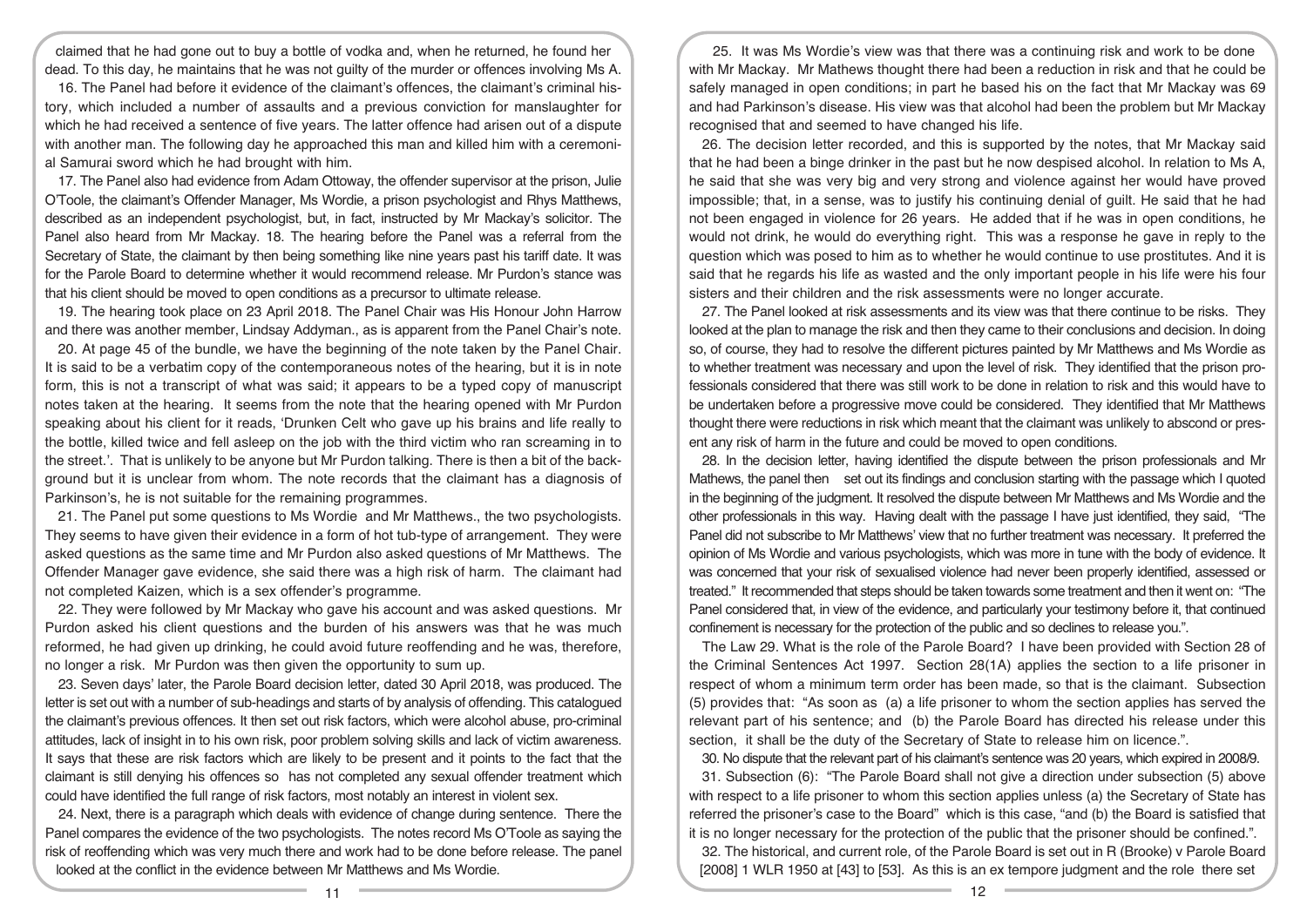claimed that he had gone out to buy a bottle of vodka and, when he returned, he found her dead. To this day, he maintains that he was not guilty of the murder or offences involving Ms A.

16. The Panel had before it evidence of the claimant's offences, the claimant's criminal history, which included a number of assaults and a previous conviction for manslaughter for which he had received a sentence of five years. The latter offence had arisen out of a dispute with another man. The following day he approached this man and killed him with a ceremonial Samurai sword which he had brought with him.

17. The Panel also had evidence from Adam Ottoway, the offender supervisor at the prison, Julie O'Toole, the claimant's Offender Manager, Ms Wordie, a prison psychologist and Rhys Matthews, described as an independent psychologist, but, in fact, instructed by Mr Mackay's solicitor. The Panel also heard from Mr Mackay. 18. The hearing before the Panel was a referral from the Secretary of State, the claimant by then being something like nine years past his tariff date. It was for the Parole Board to determine whether it would recommend release. Mr Purdon's stance was that his client should be moved to open conditions as a precursor to ultimate release.

19. The hearing took place on 23 April 2018. The Panel Chair was His Honour John Harrow and there was another member, Lindsay Addyman., as is apparent from the Panel Chair's note.

20. At page 45 of the bundle, we have the beginning of the note taken by the Panel Chair. It is said to be a verbatim copy of the contemporaneous notes of the hearing, but it is in note form, this is not a transcript of what was said; it appears to be a typed copy of manuscript notes taken at the hearing. It seems from the note that the hearing opened with Mr Purdon speaking about his client for it reads, 'Drunken Celt who gave up his brains and life really to the bottle, killed twice and fell asleep on the job with the third victim who ran screaming in to the street.'. That is unlikely to be anyone but Mr Purdon talking. There is then a bit of the background but it is unclear from whom. The note records that the claimant has a diagnosis of Parkinson's, he is not suitable for the remaining programmes.

21. The Panel put some questions to Ms Wordie and Mr Matthews., the two psychologists. They seems to have given their evidence in a form of hot tub-type of arrangement. They were asked questions as the same time and Mr Purdon also asked questions of Mr Matthews. The Offender Manager gave evidence, she said there was a high risk of harm. The claimant had not completed Kaizen, which is a sex offender's programme.

22. They were followed by Mr Mackay who gave his account and was asked questions. Mr Purdon asked his client questions and the burden of his answers was that he was much reformed, he had given up drinking, he could avoid future reoffending and he was, therefore, no longer a risk. Mr Purdon was then given the opportunity to sum up.

23. Seven days' later, the Parole Board decision letter, dated 30 April 2018, was produced. The letter is set out with a number of sub-headings and starts of by analysis of offending. This catalogued the claimant's previous offences. It then set out risk factors, which were alcohol abuse, pro-criminal attitudes, lack of insight in to his own risk, poor problem solving skills and lack of victim awareness. It says that these are risk factors which are likely to be present and it points to the fact that the claimant is still denying his offences so has not completed any sexual offender treatment which could have identified the full range of risk factors, most notably an interest in violent sex.

24. Next, there is a paragraph which deals with evidence of change during sentence. There the Panel compares the evidence of the two psychologists. The notes record Ms O'Toole as saying the risk of reoffending which was very much there and work had to be done before release. The panel looked at the conflict in the evidence between Mr Matthews and Ms Wordie.

25. It was Ms Wordie's view was that there was a continuing risk and work to be done with Mr Mackay. Mr Mathews thought there had been a reduction in risk and that he could be safely managed in open conditions; in part he based his on the fact that Mr Mackay was 69 and had Parkinson's disease. His view was that alcohol had been the problem but Mr Mackay recognised that and seemed to have changed his life.

26. The decision letter recorded, and this is supported by the notes, that Mr Mackay said that he had been a binge drinker in the past but he now despised alcohol. In relation to Ms A, he said that she was very big and very strong and violence against her would have proved impossible; that, in a sense, was to justify his continuing denial of guilt. He said that he had not been engaged in violence for 26 years. He added that if he was in open conditions, he would not drink, he would do everything right. This was a response he gave in reply to the question which was posed to him as to whether he would continue to use prostitutes. And it is said that he regards his life as wasted and the only important people in his life were his four sisters and their children and the risk assessments were no longer accurate.

27. The Panel looked at risk assessments and its view was that there continue to be risks. They looked at the plan to manage the risk and then they came to their conclusions and decision. In doing so, of course, they had to resolve the different pictures painted by Mr Matthews and Ms Wordie as to whether treatment was necessary and upon the level of risk. They identified that the prison professionals considered that there was still work to be done in relation to risk and this would have to be undertaken before a progressive move could be considered. They identified that Mr Matthews thought there were reductions in risk which meant that the claimant was unlikely to abscond or present any risk of harm in the future and could be moved to open conditions.

28. In the decision letter, having identified the dispute between the prison professionals and Mr Mathews, the panel then set out its findings and conclusion starting with the passage which I quoted in the beginning of the judgment. It resolved the dispute between Mr Matthews and Ms Wordie and the other professionals in this way. Having dealt with the passage I have just identified, they said, "The Panel did not subscribe to Mr Matthews' view that no further treatment was necessary. It preferred the opinion of Ms Wordie and various psychologists, which was more in tune with the body of evidence. It was concerned that your risk of sexualised violence had never been properly identified, assessed or treated." It recommended that steps should be taken towards some treatment and then it went on: "The Panel considered that, in view of the evidence, and particularly your testimony before it, that continued confinement is necessary for the protection of the public and so declines to release you.".

The Law 29. What is the role of the Parole Board? I have been provided with Section 28 of the Criminal Sentences Act 1997. Section 28(1A) applies the section to a life prisoner in respect of whom a minimum term order has been made, so that is the claimant. Subsection (5) provides that: "As soon as (a) a life prisoner to whom the section applies has served the relevant part of his sentence; and (b) the Parole Board has directed his release under this section, it shall be the duty of the Secretary of State to release him on licence.".

30. No dispute that the relevant part of his claimant's sentence was 20 years, which expired in 2008/9.

31. Subsection (6): "The Parole Board shall not give a direction under subsection (5) above with respect to a life prisoner to whom this section applies unless (a) the Secretary of State has referred the prisoner's case to the Board" which is this case, "and (b) the Board is satisfied that it is no longer necessary for the protection of the public that the prisoner should be confined.".

32. The historical, and current role, of the Parole Board is set out in R (Brooke) v Parole Board [2008] 1 WLR 1950 at [43] to [53]. As this is an ex tempore judgment and the role there set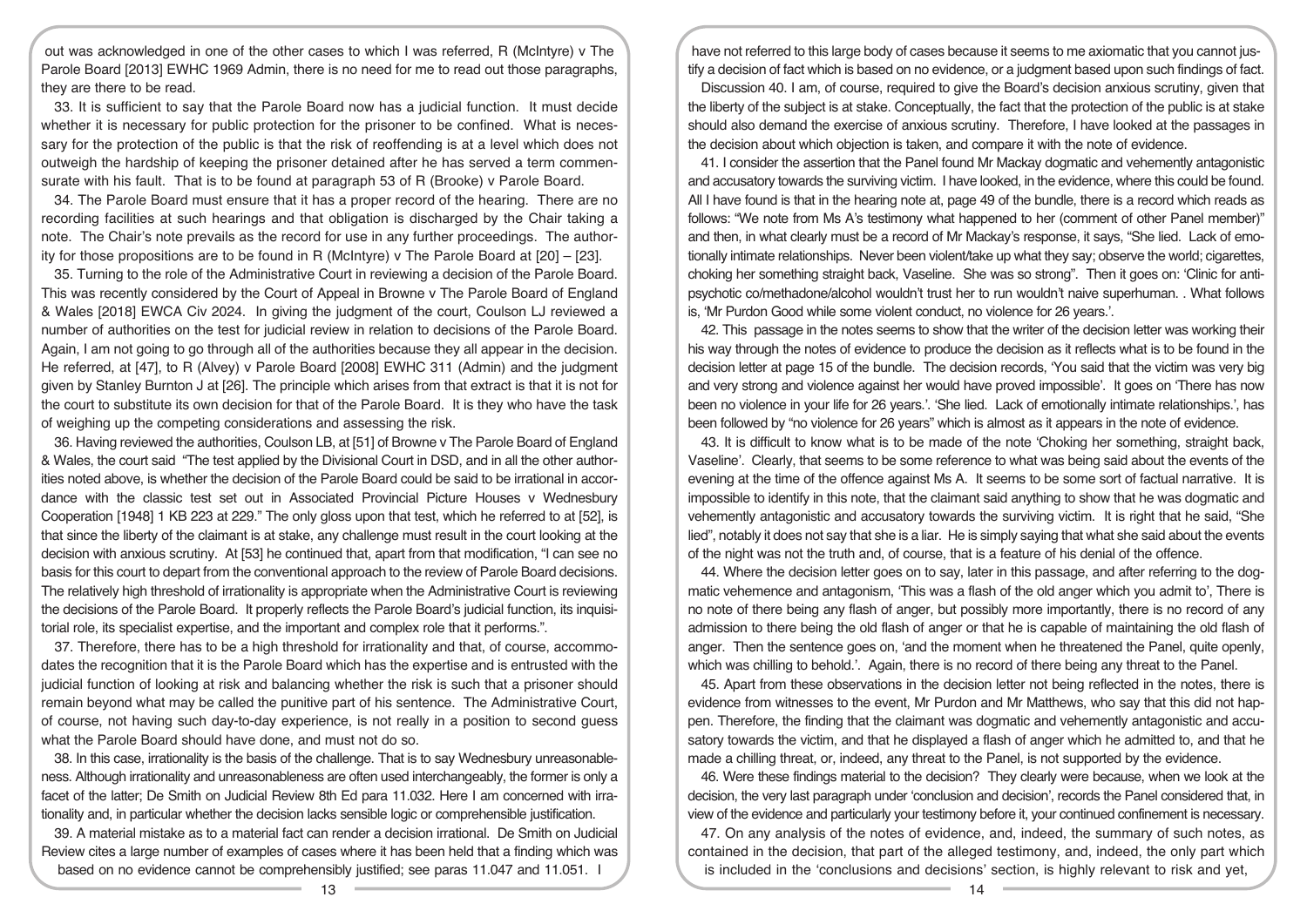out was acknowledged in one of the other cases to which I was referred, R (McIntyre) v The Parole Board [2013] EWHC 1969 Admin, there is no need for me to read out those paragraphs, they are there to be read.

33. It is sufficient to say that the Parole Board now has a judicial function. It must decide whether it is necessary for public protection for the prisoner to be confined. What is necessary for the protection of the public is that the risk of reoffending is at a level which does not outweigh the hardship of keeping the prisoner detained after he has served a term commensurate with his fault. That is to be found at paragraph 53 of R (Brooke) v Parole Board.

34. The Parole Board must ensure that it has a proper record of the hearing. There are no recording facilities at such hearings and that obligation is discharged by the Chair taking a note. The Chair's note prevails as the record for use in any further proceedings. The authority for those propositions are to be found in R (McIntyre) v The Parole Board at [20] – [23].

35. Turning to the role of the Administrative Court in reviewing a decision of the Parole Board. This was recently considered by the Court of Appeal in Browne v The Parole Board of England & Wales [2018] EWCA Civ 2024. In giving the judgment of the court, Coulson LJ reviewed a number of authorities on the test for judicial review in relation to decisions of the Parole Board. Again, I am not going to go through all of the authorities because they all appear in the decision. He referred, at [47], to R (Alvey) v Parole Board [2008] EWHC 311 (Admin) and the judgment given by Stanley Burnton J at [26]. The principle which arises from that extract is that it is not for the court to substitute its own decision for that of the Parole Board. It is they who have the task of weighing up the competing considerations and assessing the risk.

36. Having reviewed the authorities, Coulson LB, at [51] of Browne v The Parole Board of England & Wales, the court said "The test applied by the Divisional Court in DSD, and in all the other authorities noted above, is whether the decision of the Parole Board could be said to be irrational in accordance with the classic test set out in Associated Provincial Picture Houses v Wednesbury Cooperation [1948] 1 KB 223 at 229." The only gloss upon that test, which he referred to at [52], is that since the liberty of the claimant is at stake, any challenge must result in the court looking at the decision with anxious scrutiny. At [53] he continued that, apart from that modification, "I can see no basis for this court to depart from the conventional approach to the review of Parole Board decisions. The relatively high threshold of irrationality is appropriate when the Administrative Court is reviewing the decisions of the Parole Board. It properly reflects the Parole Board's judicial function, its inquisitorial role, its specialist expertise, and the important and complex role that it performs.".

37. Therefore, there has to be a high threshold for irrationality and that, of course, accommodates the recognition that it is the Parole Board which has the expertise and is entrusted with the judicial function of looking at risk and balancing whether the risk is such that a prisoner should remain beyond what may be called the punitive part of his sentence. The Administrative Court, of course, not having such day-to-day experience, is not really in a position to second guess what the Parole Board should have done, and must not do so.

38. In this case, irrationality is the basis of the challenge. That is to say Wednesbury unreasonableness. Although irrationality and unreasonableness are often used interchangeably, the former is only a facet of the latter; De Smith on Judicial Review 8th Ed para 11.032. Here I am concerned with irrationality and, in particular whether the decision lacks sensible logic or comprehensible justification.

39. A material mistake as to a material fact can render a decision irrational. De Smith on Judicial Review cites a large number of examples of cases where it has been held that a finding which was based on no evidence cannot be comprehensibly justified; see paras 11.047 and 11.051. I have not referred to this large body of cases because it seems to me axiomatic that you cannot justify a decision of fact which is based on no evidence, or a judgment based upon such findings of fact.

Discussion 40. I am, of course, required to give the Board's decision anxious scrutiny, given that the liberty of the subject is at stake. Conceptually, the fact that the protection of the public is at stake should also demand the exercise of anxious scrutiny. Therefore, I have looked at the passages in the decision about which objection is taken, and compare it with the note of evidence.

41. I consider the assertion that the Panel found Mr Mackay dogmatic and vehemently antagonistic and accusatory towards the surviving victim. I have looked, in the evidence, where this could be found. All I have found is that in the hearing note at, page 49 of the bundle, there is a record which reads as follows: "We note from Ms A's testimony what happened to her (comment of other Panel member)" and then, in what clearly must be a record of Mr Mackay's response, it says, "She lied. Lack of emotionally intimate relationships. Never been violent/take up what they say; observe the world; cigarettes, choking her something straight back, Vaseline. She was so strong". Then it goes on: 'Clinic for antipsychotic co/methadone/alcohol wouldn't trust her to run wouldn't naive superhuman. . What follows is, 'Mr Purdon Good while some violent conduct, no violence for 26 years.'.

42. This passage in the notes seems to show that the writer of the decision letter was working their his way through the notes of evidence to produce the decision as it reflects what is to be found in the decision letter at page 15 of the bundle. The decision records, 'You said that the victim was very big and very strong and violence against her would have proved impossible'. It goes on 'There has now been no violence in your life for 26 years.'. 'She lied. Lack of emotionally intimate relationships.', has been followed by "no violence for 26 years" which is almost as it appears in the note of evidence.

43. It is difficult to know what is to be made of the note 'Choking her something, straight back, Vaseline'. Clearly, that seems to be some reference to what was being said about the events of the evening at the time of the offence against Ms A. It seems to be some sort of factual narrative. It is impossible to identify in this note, that the claimant said anything to show that he was dogmatic and vehemently antagonistic and accusatory towards the surviving victim. It is right that he said, "She lied", notably it does not say that she is a liar. He is simply saying that what she said about the events of the night was not the truth and, of course, that is a feature of his denial of the offence.

44. Where the decision letter goes on to say, later in this passage, and after referring to the dogmatic vehemence and antagonism, 'This was a flash of the old anger which you admit to', There is no note of there being any flash of anger, but possibly more importantly, there is no record of any admission to there being the old flash of anger or that he is capable of maintaining the old flash of anger. Then the sentence goes on, 'and the moment when he threatened the Panel, quite openly, which was chilling to behold.'. Again, there is no record of there being any threat to the Panel.

45. Apart from these observations in the decision letter not being reflected in the notes, there is evidence from witnesses to the event, Mr Purdon and Mr Matthews, who say that this did not happen. Therefore, the finding that the claimant was dogmatic and vehemently antagonistic and accusatory towards the victim, and that he displayed a flash of anger which he admitted to, and that he made a chilling threat, or, indeed, any threat to the Panel, is not supported by the evidence.

46. Were these findings material to the decision? They clearly were because, when we look at the decision, the very last paragraph under 'conclusion and decision', records the Panel considered that, in view of the evidence and particularly your testimony before it, your continued confinement is necessary.

47. On any analysis of the notes of evidence, and, indeed, the summary of such notes, as contained in the decision, that part of the alleged testimony, and, indeed, the only part which is included in the 'conclusions and decisions' section, is highly relevant to risk and yet,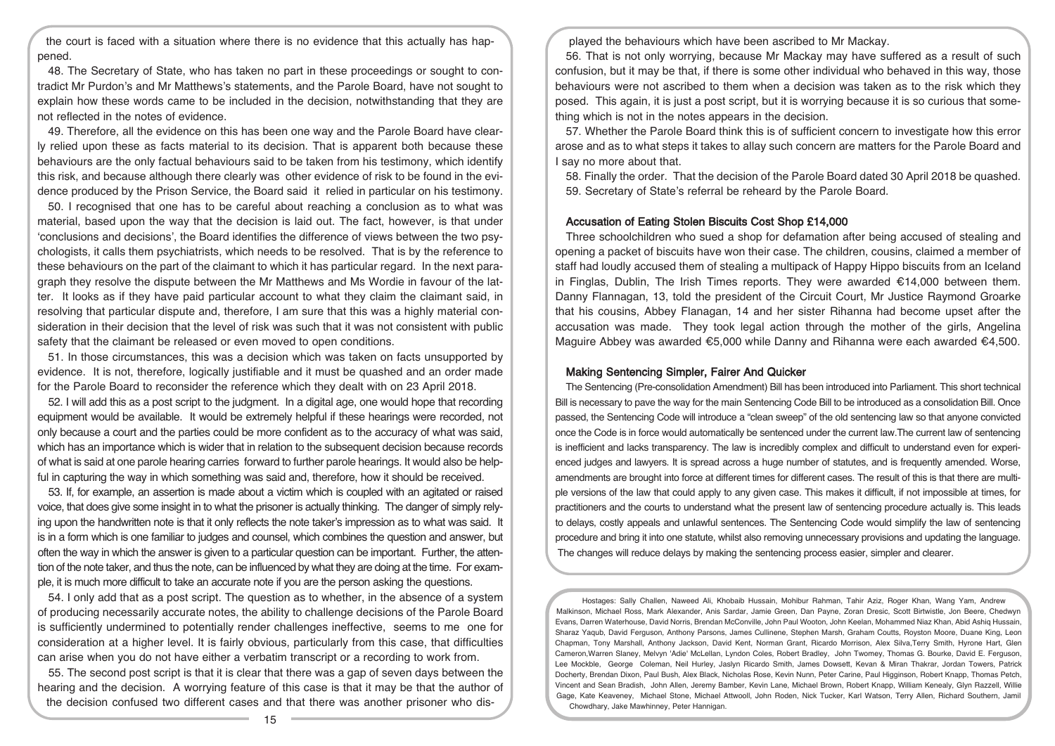the court is faced with a situation where there is no evidence that this actually has happened.

48. The Secretary of State, who has taken no part in these proceedings or sought to contradict Mr Purdon's and Mr Matthews's statements, and the Parole Board, have not sought to explain how these words came to be included in the decision, notwithstanding that they are not reflected in the notes of evidence.

49. Therefore, all the evidence on this has been one way and the Parole Board have clearly relied upon these as facts material to its decision. That is apparent both because these behaviours are the only factual behaviours said to be taken from his testimony, which identify this risk, and because although there clearly was other evidence of risk to be found in the evidence produced by the Prison Service, the Board said it relied in particular on his testimony.

50. I recognised that one has to be careful about reaching a conclusion as to what was material, based upon the way that the decision is laid out. The fact, however, is that under 'conclusions and decisions', the Board identifies the difference of views between the two psychologists, it calls them psychiatrists, which needs to be resolved. That is by the reference to these behaviours on the part of the claimant to which it has particular regard. In the next paragraph they resolve the dispute between the Mr Matthews and Ms Wordie in favour of the latter. It looks as if they have paid particular account to what they claim the claimant said, in resolving that particular dispute and, therefore, I am sure that this was a highly material consideration in their decision that the level of risk was such that it was not consistent with public safety that the claimant be released or even moved to open conditions.

51. In those circumstances, this was a decision which was taken on facts unsupported by evidence. It is not, therefore, logically justifiable and it must be quashed and an order made for the Parole Board to reconsider the reference which they dealt with on 23 April 2018.

52. I will add this as a post script to the judgment. In a digital age, one would hope that recording equipment would be available. It would be extremely helpful if these hearings were recorded, not only because a court and the parties could be more confident as to the accuracy of what was said, which has an importance which is wider that in relation to the subsequent decision because records of what is said at one parole hearing carries forward to further parole hearings. It would also be helpful in capturing the way in which something was said and, therefore, how it should be received.

53. If, for example, an assertion is made about a victim which is coupled with an agitated or raised voice, that does give some insight in to what the prisoner is actually thinking. The danger of simply relying upon the handwritten note is that it only reflects the note taker's impression as to what was said. It is in a form which is one familiar to judges and counsel, which combines the question and answer, but often the way in which the answer is given to a particular question can be important. Further, the attention of the note taker, and thus the note, can be influenced by what they are doing at the time. For example, it is much more difficult to take an accurate note if you are the person asking the questions.

54. I only add that as a post script. The question as to whether, in the absence of a system of producing necessarily accurate notes, the ability to challenge decisions of the Parole Board is sufficiently undermined to potentially render challenges ineffective, seems to me one for consideration at a higher level. It is fairly obvious, particularly from this case, that difficulties can arise when you do not have either a verbatim transcript or a recording to work from.

55. The second post script is that it is clear that there was a gap of seven days between the hearing and the decision. A worrying feature of this case is that it may be that the author of the decision confused two different cases and that there was another prisoner who displayed the behaviours which have been ascribed to Mr Mackay.

56. That is not only worrying, because Mr Mackay may have suffered as a result of such confusion, but it may be that, if there is some other individual who behaved in this way, those behaviours were not ascribed to them when a decision was taken as to the risk which they posed. This again, it is just a post script, but it is worrying because it is so curious that something which is not in the notes appears in the decision.

57. Whether the Parole Board think this is of sufficient concern to investigate how this error arose and as to what steps it takes to allay such concern are matters for the Parole Board and I say no more about that.

58. Finally the order. That the decision of the Parole Board dated 30 April 2018 be quashed.

59. Secretary of State's referral be reheard by the Parole Board.

## Accusation of Eating Stolen Biscuits Cost Shop £14,000

Three schoolchildren who sued a shop for defamation after being accused of stealing and opening a packet of biscuits have won their case. The children, cousins, claimed a member of staff had loudly accused them of stealing a multipack of Happy Hippo biscuits from an Iceland in Finglas, Dublin, The Irish Times reports. They were awarded €14,000 between them. Danny Flannagan, 13, told the president of the Circuit Court, Mr Justice Raymond Groarke that his cousins, Abbey Flanagan, 14 and her sister Rihanna had become upset after the accusation was made. They took legal action through the mother of the girls, Angelina Maguire Abbey was awarded €5,000 while Danny and Rihanna were each awarded €4,500.

## Making Sentencing Simpler, Fairer And Quicker

The Sentencing (Pre-consolidation Amendment) Bill has been introduced into Parliament. This short technical Bill is necessary to pave the way for the main Sentencing Code Bill to be introduced as a consolidation Bill. Once passed, the Sentencing Code will introduce a "clean sweep" of the old sentencing law so that anyone convicted once the Code is in force would automatically be sentenced under the current law.The current law of sentencing is inefficient and lacks transparency. The law is incredibly complex and difficult to understand even for experienced judges and lawyers. It is spread across a huge number of statutes, and is frequently amended. Worse, amendments are brought into force at different times for different cases. The result of this is that there are multiple versions of the law that could apply to any given case. This makes it difficult, if not impossible at times, for practitioners and the courts to understand what the present law of sentencing procedure actually is. This leads to delays, costly appeals and unlawful sentences. The Sentencing Code would simplify the law of sentencing procedure and bring it into one statute, whilst also removing unnecessary provisions and updating the language. The changes will reduce delays by making the sentencing process easier, simpler and clearer.

Hostages: Sally Challen, Naweed Ali, Khobaib Hussain, Mohibur Rahman, Tahir Aziz, Roger Khan, Wang Yam, Andrew Malkinson, Michael Ross, Mark Alexander, Anis Sardar, Jamie Green, Dan Payne, Zoran Dresic, Scott Birtwistle, Jon Beere, Chedwyn Evans, Darren Waterhouse, David Norris, Brendan McConville, John Paul Wooton, John Keelan, Mohammed Niaz Khan, Abid Ashiq Hussain, Sharaz Yaqub, David Ferguson, Anthony Parsons, James Cullinene, Stephen Marsh, Graham Coutts, Royston Moore, Duane King, Leon Chapman, Tony Marshall, Anthony Jackson, David Kent, Norman Grant, Ricardo Morrison, Alex Silva,Terry Smith, Hyrone Hart, Glen Cameron,Warren Slaney, Melvyn 'Adie' McLellan, Lyndon Coles, Robert Bradley, John Twomey, Thomas G. Bourke, David E. Ferguson, Lee Mockble, George Coleman, Neil Hurley, Jaslyn Ricardo Smith, James Dowsett, Kevan & Miran Thakrar, Jordan Towers, Patrick Docherty, Brendan Dixon, Paul Bush, Alex Black, Nicholas Rose, Kevin Nunn, Peter Carine, Paul Higginson, Robert Knapp, Thomas Petch, Vincent and Sean Bradish, John Allen, Jeremy Bamber, Kevin Lane, Michael Brown, Robert Knapp, William Kenealy, Glyn Razzell, Willie Gage, Kate Keaveney, Michael Stone, Michael Attwooll, John Roden, Nick Tucker, Karl Watson, Terry Allen, Richard Southern, Jamil Chowdhary, Jake Mawhinney, Peter Hannigan.